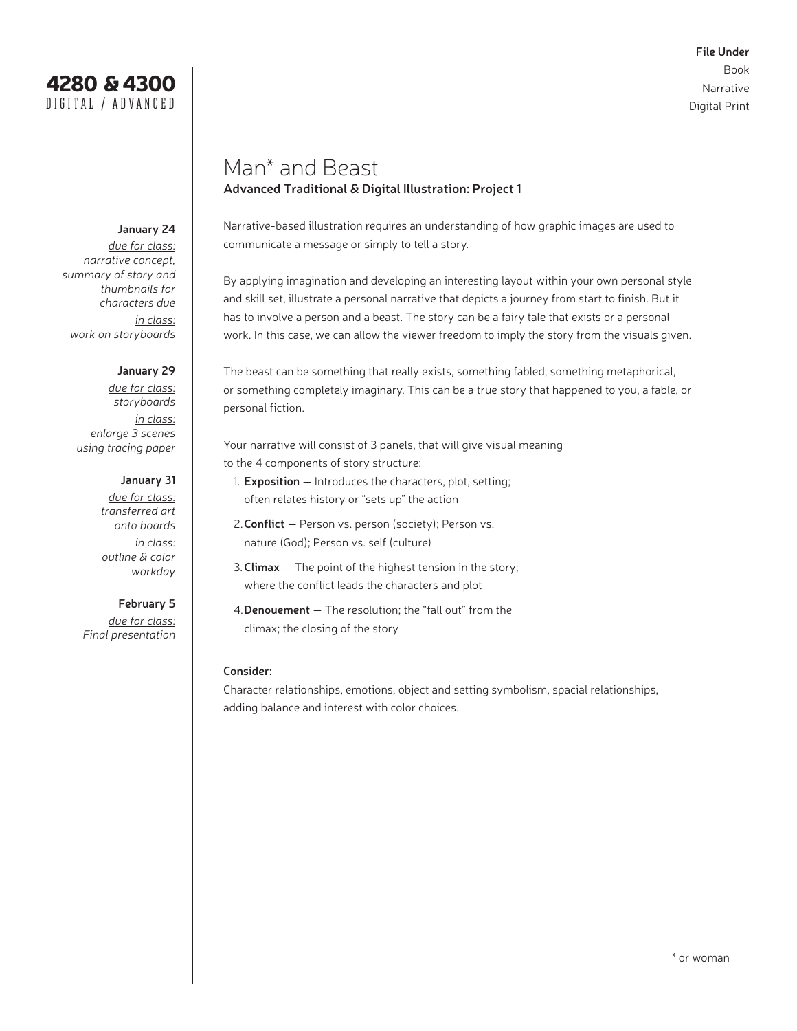# 4280 & 4300

DIGITAL / ADVANCED

**File Under**
Book
Narrative
Digital Print

**January 24**
*due for class:*
*narrative concept, summary of story and thumbnails for characters due*
*in class:*
*work on storyboards*

**January 29**
*due for class:*
*storyboards*
*in class:*
*enlarge 3 scenes using tracing paper*

**January 31**
*due for class:*
*transferred art onto boards*
*in class:*
*outline & color workday*

**February 5**
*due for class:*
*Final presentation*

## Man* and Beast

**Advanced Traditional & Digital Illustration: Project 1**

Narrative-based illustration requires an understanding of how graphic images are used to communicate a message or simply to tell a story.

By applying imagination and developing an interesting layout within your own personal style and skill set, illustrate a personal narrative that depicts a journey from start to finish. But it has to involve a person and a beast. The story can be a fairy tale that exists or a personal work. In this case, we can allow the viewer freedom to imply the story from the visuals given.

The beast can be something that really exists, something fabled, something metaphorical, or something completely imaginary. This can be a true story that happened to you, a fable, or personal fiction.

Your narrative will consist of 3 panels, that will give visual meaning to the 4 components of story structure:

1. **Exposition** — Introduces the characters, plot, setting; often relates history or "sets up" the action
2. **Conflict** — Person vs. person (society); Person vs. nature (God); Person vs. self (culture)
3. **Climax** — The point of the highest tension in the story; where the conflict leads the characters and plot
4. **Denouement** — The resolution; the "fall out" from the climax; the closing of the story

**Consider:**
Character relationships, emotions, object and setting symbolism, spacial relationships, adding balance and interest with color choices.

* or woman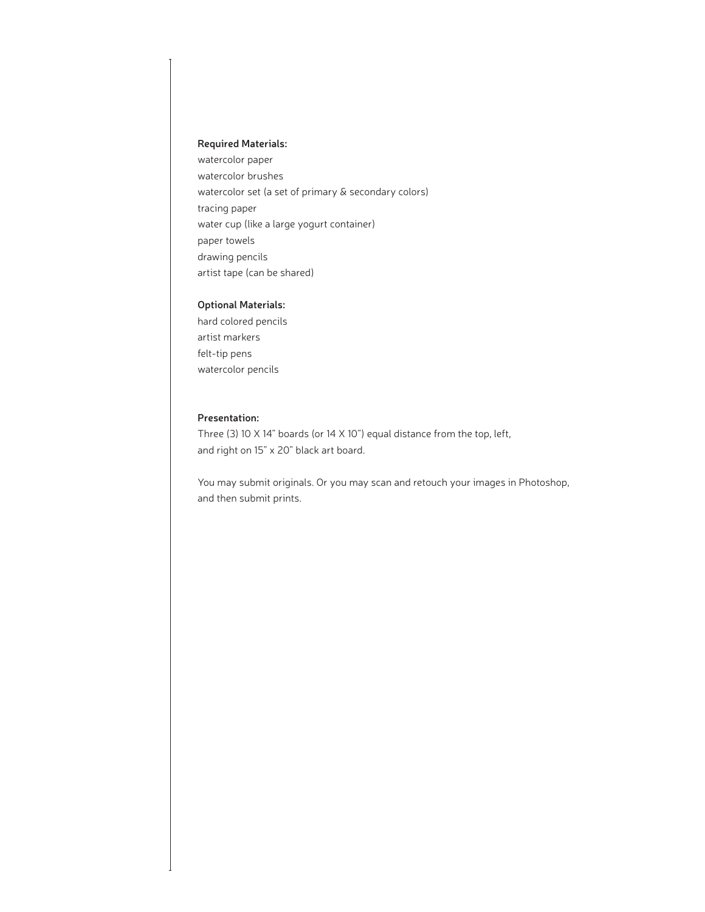**Required Materials:**

watercolor paper
watercolor brushes
watercolor set (a set of primary & secondary colors)
tracing paper
water cup (like a large yogurt container)
paper towels
drawing pencils
artist tape (can be shared)

**Optional Materials:**

hard colored pencils
artist markers
felt-tip pens
watercolor pencils

**Presentation:**

Three (3) 10 X 14" boards (or 14 X 10") equal distance from the top, left, and right on 15" x 20" black art board.

You may submit originals. Or you may scan and retouch your images in Photoshop, and then submit prints.